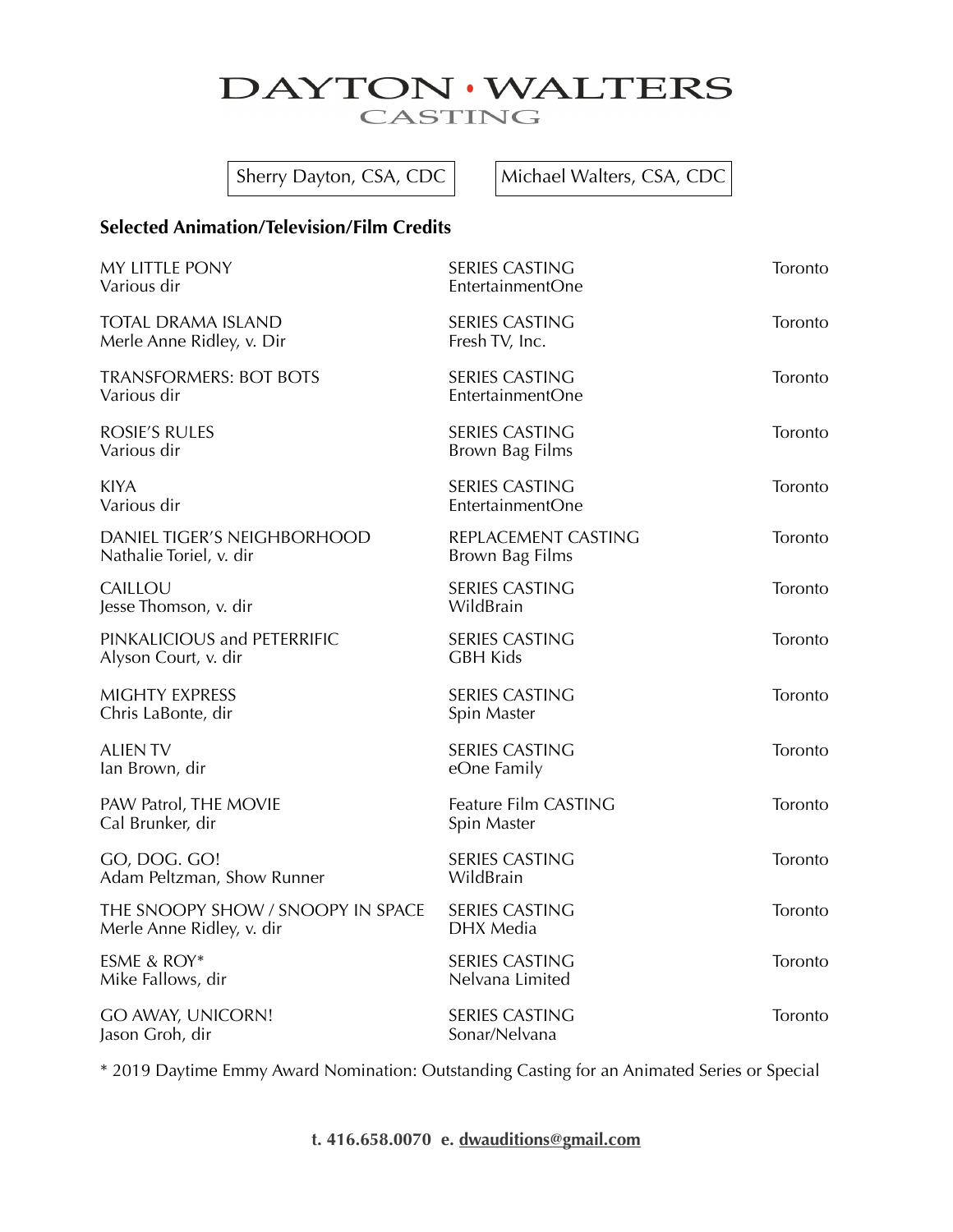# DAYTON • WALTERS
## CASTING

Sherry Dayton, CSA, CDC | Michael Walters, CSA, CDC

**Selected Animation/Television/Film Credits**

| | | |
|---|---|---|
| MY LITTLE PONY<br>Various dir | SERIES CASTING<br>EntertainmentOne | Toronto |
| TOTAL DRAMA ISLAND<br>Merle Anne Ridley, v. Dir | SERIES CASTING<br>Fresh TV, Inc. | Toronto |
| TRANSFORMERS: BOT BOTS<br>Various dir | SERIES CASTING<br>EntertainmentOne | Toronto |
| ROSIE'S RULES<br>Various dir | SERIES CASTING<br>Brown Bag Films | Toronto |
| KIYA<br>Various dir | SERIES CASTING<br>EntertainmentOne | Toronto |
| DANIEL TIGER'S NEIGHBORHOOD<br>Nathalie Toriel, v. dir | REPLACEMENT CASTING<br>Brown Bag Films | Toronto |
| CAILLOU<br>Jesse Thomson, v. dir | SERIES CASTING<br>WildBrain | Toronto |
| PINKALICIOUS and PETERRIFIC<br>Alyson Court, v. dir | SERIES CASTING<br>GBH Kids | Toronto |
| MIGHTY EXPRESS<br>Chris LaBonte, dir | SERIES CASTING<br>Spin Master | Toronto |
| ALIEN TV<br>Ian Brown, dir | SERIES CASTING<br>eOne Family | Toronto |
| PAW Patrol, THE MOVIE<br>Cal Brunker, dir | Feature Film CASTING<br>Spin Master | Toronto |
| GO, DOG. GO!<br>Adam Peltzman, Show Runner | SERIES CASTING<br>WildBrain | Toronto |
| THE SNOOPY SHOW / SNOOPY IN SPACE<br>Merle Anne Ridley, v. dir | SERIES CASTING<br>DHX Media | Toronto |
| ESME & ROY*<br>Mike Fallows, dir | SERIES CASTING<br>Nelvana Limited | Toronto |
| GO AWAY, UNICORN!<br>Jason Groh, dir | SERIES CASTING<br>Sonar/Nelvana | Toronto |

* 2019 Daytime Emmy Award Nomination: Outstanding Casting for an Animated Series or Special

**t. 416.658.0070 e. dwauditions@gmail.com**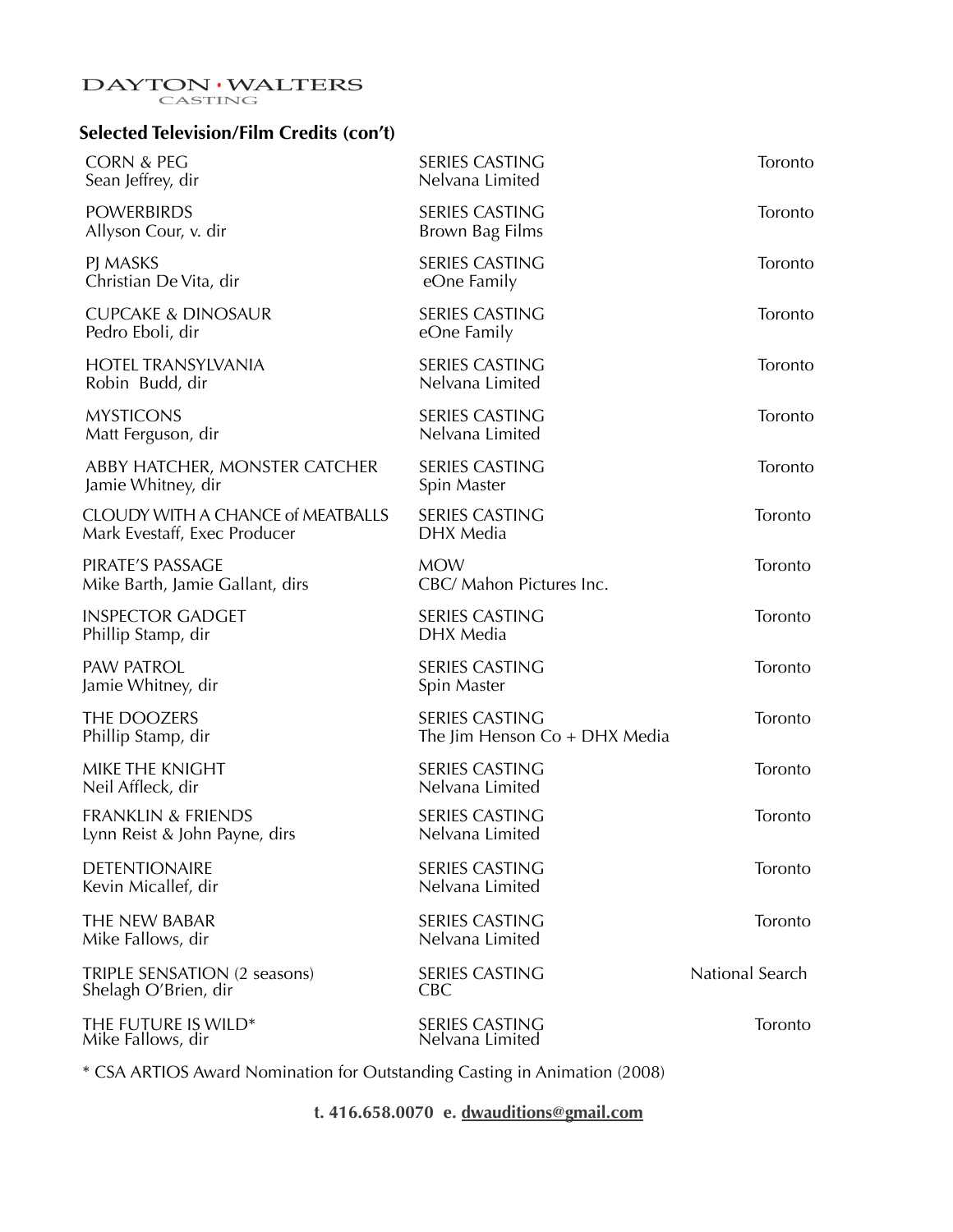DAYTON · WALTERS
CASTING

## Selected Television/Film Credits (con't)

| | | |
|---|---|---|
| CORN & PEG<br>Sean Jeffrey, dir | SERIES CASTING<br>Nelvana Limited | Toronto |
| POWERBIRDS<br>Allyson Cour, v. dir | SERIES CASTING<br>Brown Bag Films | Toronto |
| PJ MASKS<br>Christian De Vita, dir | SERIES CASTING<br>eOne Family | Toronto |
| CUPCAKE & DINOSAUR<br>Pedro Eboli, dir | SERIES CASTING<br>eOne Family | Toronto |
| HOTEL TRANSYLVANIA<br>Robin Budd, dir | SERIES CASTING<br>Nelvana Limited | Toronto |
| MYSTICONS<br>Matt Ferguson, dir | SERIES CASTING<br>Nelvana Limited | Toronto |
| ABBY HATCHER, MONSTER CATCHER<br>Jamie Whitney, dir | SERIES CASTING<br>Spin Master | Toronto |
| CLOUDY WITH A CHANCE of MEATBALLS<br>Mark Evestaff, Exec Producer | SERIES CASTING<br>DHX Media | Toronto |
| PIRATE'S PASSAGE<br>Mike Barth, Jamie Gallant, dirs | MOW<br>CBC/ Mahon Pictures Inc. | Toronto |
| INSPECTOR GADGET<br>Phillip Stamp, dir | SERIES CASTING<br>DHX Media | Toronto |
| PAW PATROL<br>Jamie Whitney, dir | SERIES CASTING<br>Spin Master | Toronto |
| THE DOOZERS<br>Phillip Stamp, dir | SERIES CASTING<br>The Jim Henson Co + DHX Media | Toronto |
| MIKE THE KNIGHT<br>Neil Affleck, dir | SERIES CASTING<br>Nelvana Limited | Toronto |
| FRANKLIN & FRIENDS<br>Lynn Reist & John Payne, dirs | SERIES CASTING<br>Nelvana Limited | Toronto |
| DETENTIONAIRE<br>Kevin Micallef, dir | SERIES CASTING<br>Nelvana Limited | Toronto |
| THE NEW BABAR<br>Mike Fallows, dir | SERIES CASTING<br>Nelvana Limited | Toronto |
| TRIPLE SENSATION (2 seasons)<br>Shelagh O'Brien, dir | SERIES CASTING<br>CBC | National Search |
| THE FUTURE IS WILD*<br>Mike Fallows, dir | SERIES CASTING<br>Nelvana Limited | Toronto |

* CSA ARTIOS Award Nomination for Outstanding Casting in Animation (2008)

**t. 416.658.0070 e. dwauditions@gmail.com**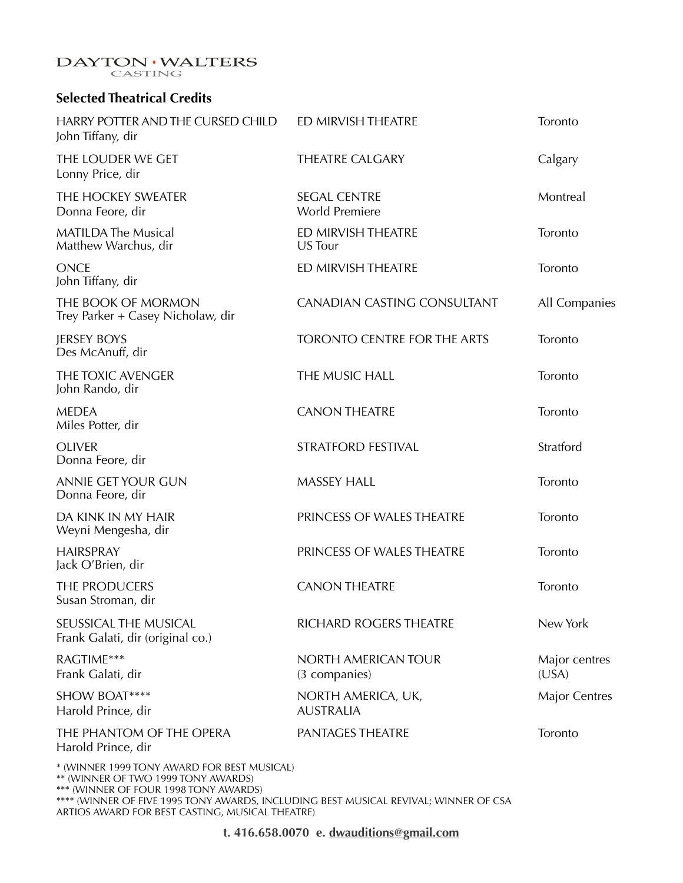DAYTON · WALTERS
CASTING

## Selected Theatrical Credits

| | | |
|---|---|---|
| HARRY POTTER AND THE CURSED CHILD<br>John Tiffany, dir | ED MIRVISH THEATRE | Toronto |
| THE LOUDER WE GET<br>Lonny Price, dir | THEATRE CALGARY | Calgary |
| THE HOCKEY SWEATER<br>Donna Feore, dir | SEGAL CENTRE<br>World Premiere | Montreal |
| MATILDA The Musical<br>Matthew Warchus, dir | ED MIRVISH THEATRE<br>US Tour | Toronto |
| ONCE<br>John Tiffany, dir | ED MIRVISH THEATRE | Toronto |
| THE BOOK OF MORMON<br>Trey Parker + Casey Nicholaw, dir | CANADIAN CASTING CONSULTANT | All Companies |
| JERSEY BOYS<br>Des McAnuff, dir | TORONTO CENTRE FOR THE ARTS | Toronto |
| THE TOXIC AVENGER<br>John Rando, dir | THE MUSIC HALL | Toronto |
| MEDEA<br>Miles Potter, dir | CANON THEATRE | Toronto |
| OLIVER<br>Donna Feore, dir | STRATFORD FESTIVAL | Stratford |
| ANNIE GET YOUR GUN<br>Donna Feore, dir | MASSEY HALL | Toronto |
| DA KINK IN MY HAIR<br>Weyni Mengesha, dir | PRINCESS OF WALES THEATRE | Toronto |
| HAIRSPRAY<br>Jack O'Brien, dir | PRINCESS OF WALES THEATRE | Toronto |
| THE PRODUCERS<br>Susan Stroman, dir | CANON THEATRE | Toronto |
| SEUSSICAL THE MUSICAL<br>Frank Galati, dir (original co.) | RICHARD ROGERS THEATRE | New York |
| RAGTIME***<br>Frank Galati, dir | NORTH AMERICAN TOUR<br>(3 companies) | Major centres<br>(USA) |
| SHOW BOAT****<br>Harold Prince, dir | NORTH AMERICA, UK,<br>AUSTRALIA | Major Centres |
| THE PHANTOM OF THE OPERA<br>Harold Prince, dir | PANTAGES THEATRE | Toronto |

* (WINNER 1999 TONY AWARD FOR BEST MUSICAL)
** (WINNER OF TWO 1999 TONY AWARDS)
*** (WINNER OF FOUR 1998 TONY AWARDS)
**** (WINNER OF FIVE 1995 TONY AWARDS, INCLUDING BEST MUSICAL REVIVAL; WINNER OF CSA ARTIOS AWARD FOR BEST CASTING, MUSICAL THEATRE)

**t. 416.658.0070 e. dwauditions@gmail.com**